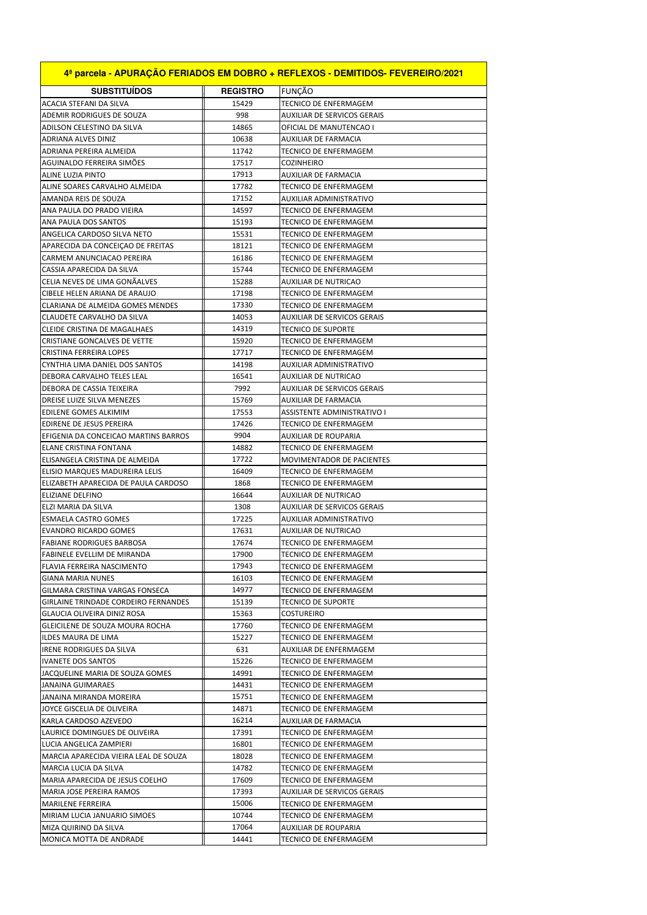# 4ª parcela - APURAÇÃO FERIADOS EM DOBRO + REFLEXOS - DEMITIDOS- FEVEREIRO/2021

| SUBSTITUÍDOS | REGISTRO | FUNÇÃO |
|---|---|---|
| ACACIA STEFANI DA SILVA | 15429 | TECNICO DE ENFERMAGEM |
| ADEMIR RODRIGUES DE SOUZA | 998 | AUXILIAR DE SERVICOS GERAIS |
| ADILSON CELESTINO DA SILVA | 14865 | OFICIAL DE MANUTENCAO I |
| ADRIANA ALVES DINIZ | 10638 | AUXILIAR DE FARMACIA |
| ADRIANA PEREIRA ALMEIDA | 11742 | TECNICO DE ENFERMAGEM |
| AGUINALDO FERREIRA SIMÕES | 17517 | COZINHEIRO |
| ALINE LUZIA PINTO | 17913 | AUXILIAR DE FARMACIA |
| ALINE SOARES CARVALHO ALMEIDA | 17782 | TECNICO DE ENFERMAGEM |
| AMANDA REIS DE SOUZA | 17152 | AUXILIAR ADMINISTRATIVO |
| ANA PAULA DO PRADO VIEIRA | 14597 | TECNICO DE ENFERMAGEM |
| ANA PAULA DOS SANTOS | 15193 | TECNICO DE ENFERMAGEM |
| ANGELICA CARDOSO SILVA NETO | 15531 | TECNICO DE ENFERMAGEM |
| APARECIDA DA CONCEIÇAO DE FREITAS | 18121 | TECNICO DE ENFERMAGEM |
| CARMEM ANUNCIACAO PEREIRA | 16186 | TECNICO DE ENFERMAGEM |
| CASSIA APARECIDA DA SILVA | 15744 | TECNICO DE ENFERMAGEM |
| CELIA NEVES DE LIMA GONÃALVES | 15288 | AUXILIAR DE NUTRICAO |
| CIBELE HELEN ARIANA DE ARAUJO | 17198 | TECNICO DE ENFERMAGEM |
| CLARIANA DE ALMEIDA GOMES MENDES | 17330 | TECNICO DE ENFERMAGEM |
| CLAUDETE CARVALHO DA SILVA | 14053 | AUXILIAR DE SERVICOS GERAIS |
| CLEIDE CRISTINA DE MAGALHAES | 14319 | TECNICO DE SUPORTE |
| CRISTIANE GONCALVES DE VETTE | 15920 | TECNICO DE ENFERMAGEM |
| CRISTINA FERREIRA LOPES | 17717 | TECNICO DE ENFERMAGEM |
| CYNTHIA LIMA DANIEL DOS SANTOS | 14198 | AUXILIAR ADMINISTRATIVO |
| DEBORA CARVALHO TELES LEAL | 16541 | AUXILIAR DE NUTRICAO |
| DEBORA DE CASSIA TEIXEIRA | 7992 | AUXILIAR DE SERVICOS GERAIS |
| DREISE LUIZE SILVA MENEZES | 15769 | AUXILIAR DE FARMACIA |
| EDILENE GOMES ALKIMIM | 17553 | ASSISTENTE ADMINISTRATIVO I |
| EDIRENE DE JESUS PEREIRA | 17426 | TECNICO DE ENFERMAGEM |
| EFIGENIA DA CONCEICAO MARTINS BARROS | 9904 | AUXILIAR DE ROUPARIA |
| ELANE CRISTINA FONTANA | 14882 | TECNICO DE ENFERMAGEM |
| ELISANGELA CRISTINA DE ALMEIDA | 17722 | MOVIMENTADOR DE PACIENTES |
| ELISIO MARQUES MADUREIRA LELIS | 16409 | TECNICO DE ENFERMAGEM |
| ELIZABETH APARECIDA DE PAULA CARDOSO | 1868 | TECNICO DE ENFERMAGEM |
| ELIZIANE DELFINO | 16644 | AUXILIAR DE NUTRICAO |
| ELZI MARIA DA SILVA | 1308 | AUXILIAR DE SERVICOS GERAIS |
| ESMAELA CASTRO GOMES | 17225 | AUXILIAR ADMINISTRATIVO |
| EVANDRO RICARDO GOMES | 17631 | AUXILIAR DE NUTRICAO |
| FABIANE RODRIGUES BARBOSA | 17674 | TECNICO DE ENFERMAGEM |
| FABINELE EVELLIM DE MIRANDA | 17900 | TECNICO DE ENFERMAGEM |
| FLAVIA FERREIRA NASCIMENTO | 17943 | TECNICO DE ENFERMAGEM |
| GIANA MARIA NUNES | 16103 | TECNICO DE ENFERMAGEM |
| GILMARA CRISTINA VARGAS FONSECA | 14977 | TECNICO DE ENFERMAGEM |
| GIRLAINE TRINDADE CORDEIRO FERNANDES | 15139 | TECNICO DE SUPORTE |
| GLAUCIA OLIVEIRA DINIZ ROSA | 15363 | COSTUREIRO |
| GLEICILENE DE SOUZA MOURA ROCHA | 17760 | TECNICO DE ENFERMAGEM |
| ILDES MAURA DE LIMA | 15227 | TECNICO DE ENFERMAGEM |
| IRENE RODRIGUES DA SILVA | 631 | AUXILIAR DE ENFERMAGEM |
| IVANETE DOS SANTOS | 15226 | TECNICO DE ENFERMAGEM |
| JACQUELINE MARIA DE SOUZA GOMES | 14991 | TECNICO DE ENFERMAGEM |
| JANAINA GUIMARAES | 14431 | TECNICO DE ENFERMAGEM |
| JANAINA MIRANDA MOREIRA | 15751 | TECNICO DE ENFERMAGEM |
| JOYCE GISCELIA DE OLIVEIRA | 14871 | TECNICO DE ENFERMAGEM |
| KARLA CARDOSO AZEVEDO | 16214 | AUXILIAR DE FARMACIA |
| LAURICE DOMINGUES DE OLIVEIRA | 17391 | TECNICO DE ENFERMAGEM |
| LUCIA ANGELICA ZAMPIERI | 16801 | TECNICO DE ENFERMAGEM |
| MARCIA APARECIDA VIEIRA LEAL DE SOUZA | 18028 | TECNICO DE ENFERMAGEM |
| MARCIA LUCIA DA SILVA | 14782 | TECNICO DE ENFERMAGEM |
| MARIA APARECIDA DE JESUS COELHO | 17609 | TECNICO DE ENFERMAGEM |
| MARIA JOSE PEREIRA RAMOS | 17393 | AUXILIAR DE SERVICOS GERAIS |
| MARILENE FERREIRA | 15006 | TECNICO DE ENFERMAGEM |
| MIRIAM LUCIA JANUARIO SIMOES | 10744 | TECNICO DE ENFERMAGEM |
| MIZA QUIRINO DA SILVA | 17064 | AUXILIAR DE ROUPARIA |
| MONICA MOTTA DE ANDRADE | 14441 | TECNICO DE ENFERMAGEM |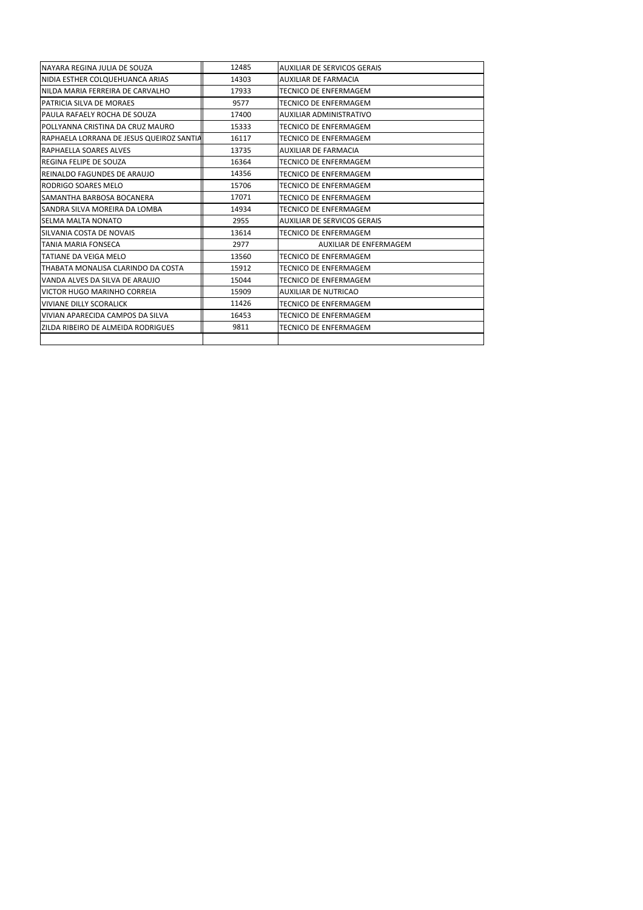| | | |
|---|---|---|
| NAYARA REGINA JULIA DE SOUZA | 12485 | AUXILIAR DE SERVICOS GERAIS |
| NIDIA ESTHER COLQUEHUANCA ARIAS | 14303 | AUXILIAR DE FARMACIA |
| NILDA MARIA FERREIRA DE CARVALHO | 17933 | TECNICO DE ENFERMAGEM |
| PATRICIA SILVA DE MORAES | 9577 | TECNICO DE ENFERMAGEM |
| PAULA RAFAELY ROCHA DE SOUZA | 17400 | AUXILIAR ADMINISTRATIVO |
| POLLYANNA CRISTINA DA CRUZ MAURO | 15333 | TECNICO DE ENFERMAGEM |
| RAPHAELA LORRANA DE JESUS QUEIROZ SANTIA | 16117 | TECNICO DE ENFERMAGEM |
| RAPHAELLA SOARES ALVES | 13735 | AUXILIAR DE FARMACIA |
| REGINA FELIPE DE SOUZA | 16364 | TECNICO DE ENFERMAGEM |
| REINALDO FAGUNDES DE ARAUJO | 14356 | TECNICO DE ENFERMAGEM |
| RODRIGO SOARES MELO | 15706 | TECNICO DE ENFERMAGEM |
| SAMANTHA BARBOSA BOCANERA | 17071 | TECNICO DE ENFERMAGEM |
| SANDRA SILVA MOREIRA DA LOMBA | 14934 | TECNICO DE ENFERMAGEM |
| SELMA MALTA NONATO | 2955 | AUXILIAR DE SERVICOS GERAIS |
| SILVANIA COSTA DE NOVAIS | 13614 | TECNICO DE ENFERMAGEM |
| TANIA MARIA FONSECA | 2977 | AUXILIAR DE ENFERMAGEM |
| TATIANE DA VEIGA MELO | 13560 | TECNICO DE ENFERMAGEM |
| THABATA MONALISA CLARINDO DA COSTA | 15912 | TECNICO DE ENFERMAGEM |
| VANDA ALVES DA SILVA DE ARAUJO | 15044 | TECNICO DE ENFERMAGEM |
| VICTOR HUGO MARINHO CORREIA | 15909 | AUXILIAR DE NUTRICAO |
| VIVIANE DILLY SCORALICK | 11426 | TECNICO DE ENFERMAGEM |
| VIVIAN APARECIDA CAMPOS DA SILVA | 16453 | TECNICO DE ENFERMAGEM |
| ZILDA RIBEIRO DE ALMEIDA RODRIGUES | 9811 | TECNICO DE ENFERMAGEM |
| | | |